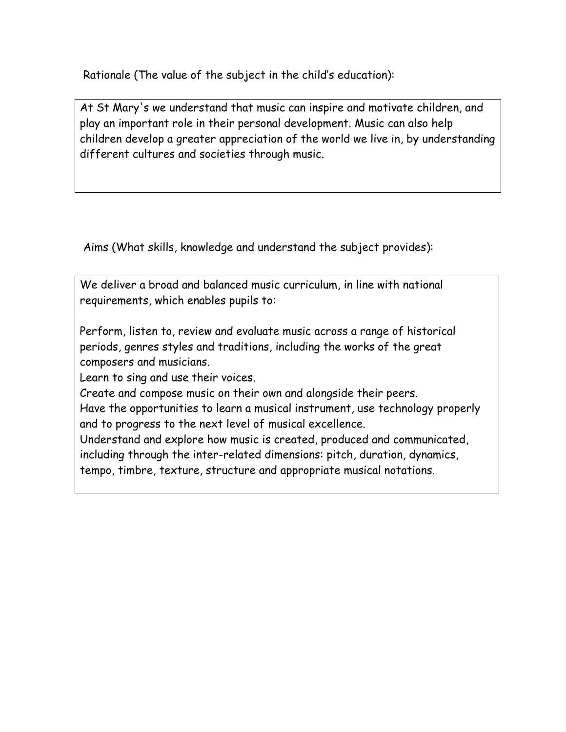Rationale (The value of the subject in the child's education):

At St Mary's we understand that music can inspire and motivate children, and play an important role in their personal development. Music can also help children develop a greater appreciation of the world we live in, by understanding different cultures and societies through music.

Aims (What skills, knowledge and understand the subject provides):

We deliver a broad and balanced music curriculum, in line with national requirements, which enables pupils to:

Perform, listen to, review and evaluate music across a range of historical periods, genres styles and traditions, including the works of the great composers and musicians.

Learn to sing and use their voices.

Create and compose music on their own and alongside their peers.

Have the opportunities to learn a musical instrument, use technology properly and to progress to the next level of musical excellence.

Understand and explore how music is created, produced and communicated, including through the inter-related dimensions: pitch, duration, dynamics, tempo, timbre, texture, structure and appropriate musical notations.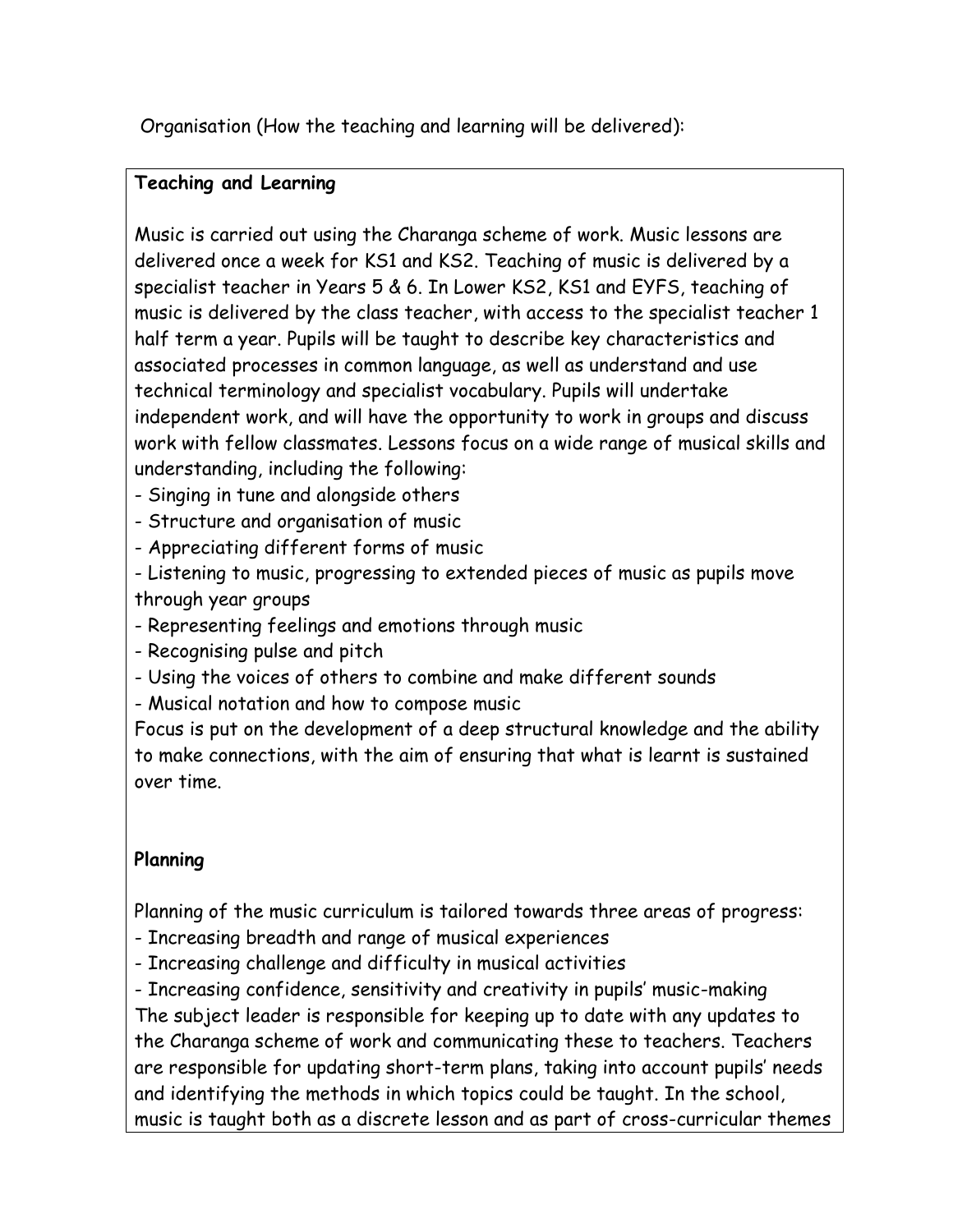Organisation (How the teaching and learning will be delivered):

**Teaching and Learning**

Music is carried out using the Charanga scheme of work. Music lessons are delivered once a week for KS1 and KS2. Teaching of music is delivered by a specialist teacher in Years 5 & 6. In Lower KS2, KS1 and EYFS, teaching of music is delivered by the class teacher, with access to the specialist teacher 1 half term a year. Pupils will be taught to describe key characteristics and associated processes in common language, as well as understand and use technical terminology and specialist vocabulary. Pupils will undertake independent work, and will have the opportunity to work in groups and discuss work with fellow classmates. Lessons focus on a wide range of musical skills and understanding, including the following:

- Singing in tune and alongside others
- Structure and organisation of music
- Appreciating different forms of music
- Listening to music, progressing to extended pieces of music as pupils move through year groups
- Representing feelings and emotions through music
- Recognising pulse and pitch
- Using the voices of others to combine and make different sounds
- Musical notation and how to compose music

Focus is put on the development of a deep structural knowledge and the ability to make connections, with the aim of ensuring that what is learnt is sustained over time.

**Planning**

Planning of the music curriculum is tailored towards three areas of progress:

- Increasing breadth and range of musical experiences
- Increasing challenge and difficulty in musical activities
- Increasing confidence, sensitivity and creativity in pupils' music-making

The subject leader is responsible for keeping up to date with any updates to the Charanga scheme of work and communicating these to teachers. Teachers are responsible for updating short-term plans, taking into account pupils' needs and identifying the methods in which topics could be taught. In the school, music is taught both as a discrete lesson and as part of cross-curricular themes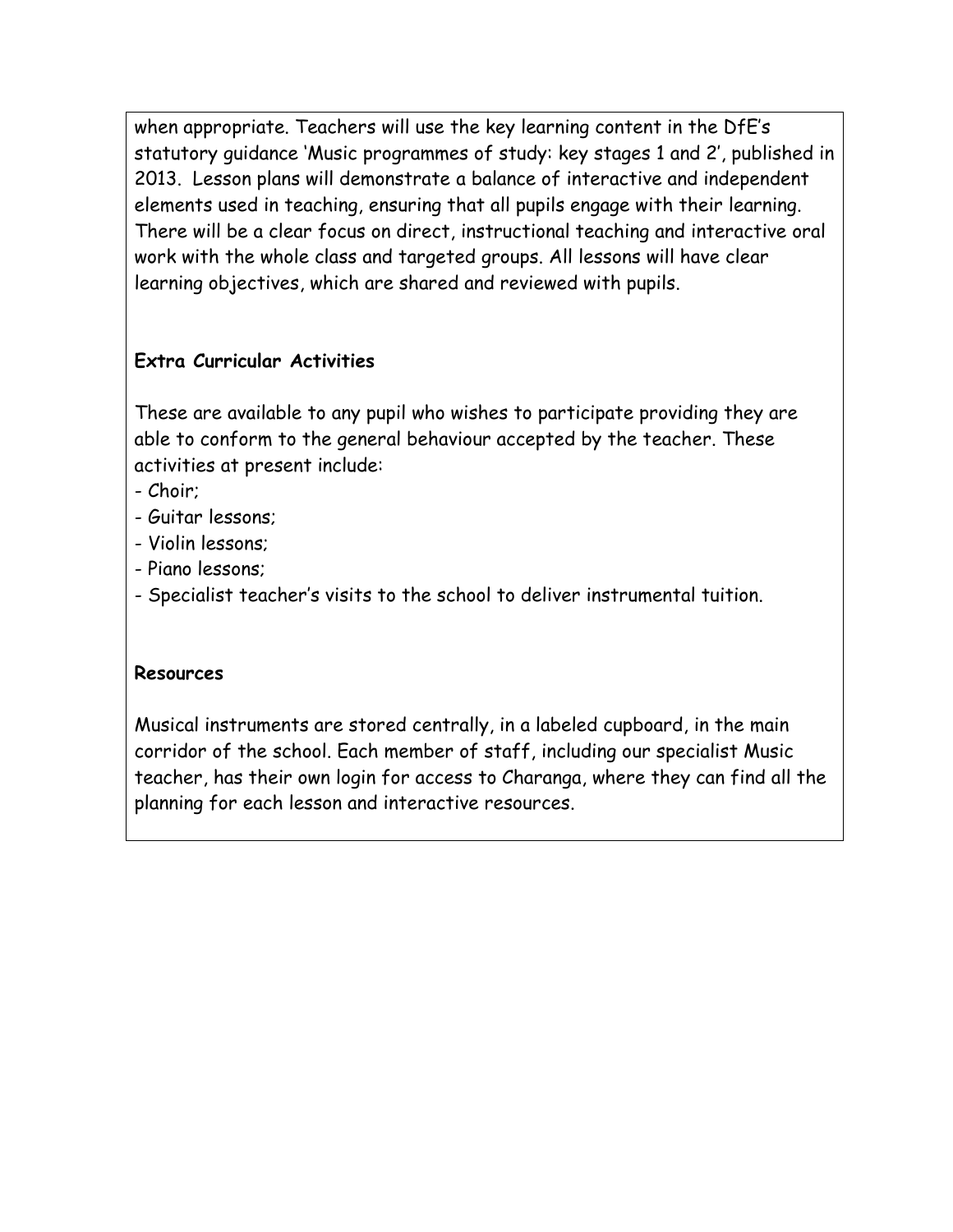when appropriate. Teachers will use the key learning content in the DfE's statutory guidance 'Music programmes of study: key stages 1 and 2', published in 2013. Lesson plans will demonstrate a balance of interactive and independent elements used in teaching, ensuring that all pupils engage with their learning. There will be a clear focus on direct, instructional teaching and interactive oral work with the whole class and targeted groups. All lessons will have clear learning objectives, which are shared and reviewed with pupils.

**Extra Curricular Activities**

These are available to any pupil who wishes to participate providing they are able to conform to the general behaviour accepted by the teacher. These activities at present include:

- Choir;
- Guitar lessons;
- Violin lessons;
- Piano lessons;
- Specialist teacher's visits to the school to deliver instrumental tuition.

**Resources**

Musical instruments are stored centrally, in a labeled cupboard, in the main corridor of the school. Each member of staff, including our specialist Music teacher, has their own login for access to Charanga, where they can find all the planning for each lesson and interactive resources.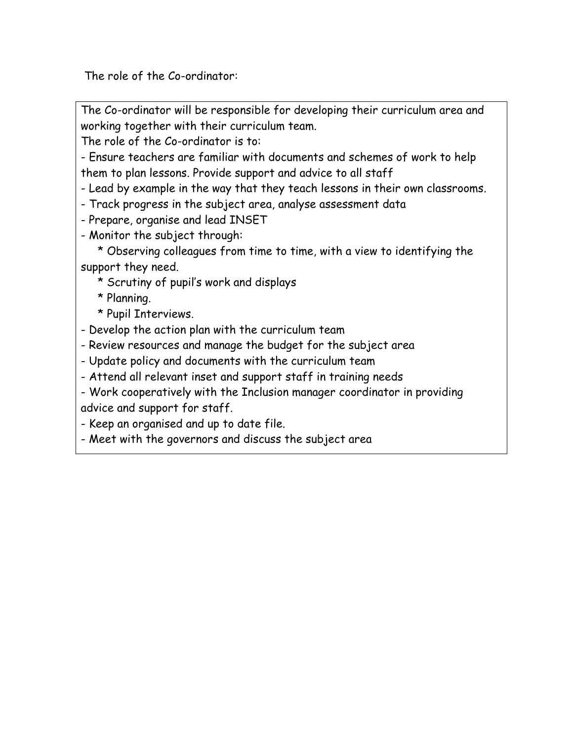The role of the Co-ordinator:

The Co-ordinator will be responsible for developing their curriculum area and working together with their curriculum team.

The role of the Co-ordinator is to:

- Ensure teachers are familiar with documents and schemes of work to help them to plan lessons. Provide support and advice to all staff
- Lead by example in the way that they teach lessons in their own classrooms.
- Track progress in the subject area, analyse assessment data
- Prepare, organise and lead INSET
- Monitor the subject through:
    * Observing colleagues from time to time, with a view to identifying the support they need.
    * Scrutiny of pupil's work and displays
    * Planning.
    * Pupil Interviews.
- Develop the action plan with the curriculum team
- Review resources and manage the budget for the subject area
- Update policy and documents with the curriculum team
- Attend all relevant inset and support staff in training needs
- Work cooperatively with the Inclusion manager coordinator in providing advice and support for staff.
- Keep an organised and up to date file.
- Meet with the governors and discuss the subject area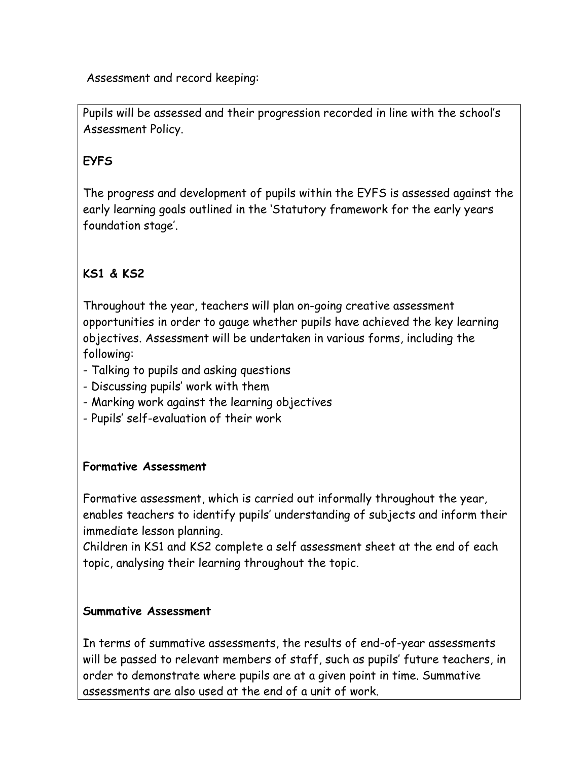Assessment and record keeping:

Pupils will be assessed and their progression recorded in line with the school's Assessment Policy.

**EYFS**

The progress and development of pupils within the EYFS is assessed against the early learning goals outlined in the 'Statutory framework for the early years foundation stage'.

**KS1 & KS2**

Throughout the year, teachers will plan on-going creative assessment opportunities in order to gauge whether pupils have achieved the key learning objectives. Assessment will be undertaken in various forms, including the following:

- Talking to pupils and asking questions
- Discussing pupils' work with them
- Marking work against the learning objectives
- Pupils' self-evaluation of their work

**Formative Assessment**

Formative assessment, which is carried out informally throughout the year, enables teachers to identify pupils' understanding of subjects and inform their immediate lesson planning.
Children in KS1 and KS2 complete a self assessment sheet at the end of each topic, analysing their learning throughout the topic.

**Summative Assessment**

In terms of summative assessments, the results of end-of-year assessments will be passed to relevant members of staff, such as pupils' future teachers, in order to demonstrate where pupils are at a given point in time. Summative assessments are also used at the end of a unit of work.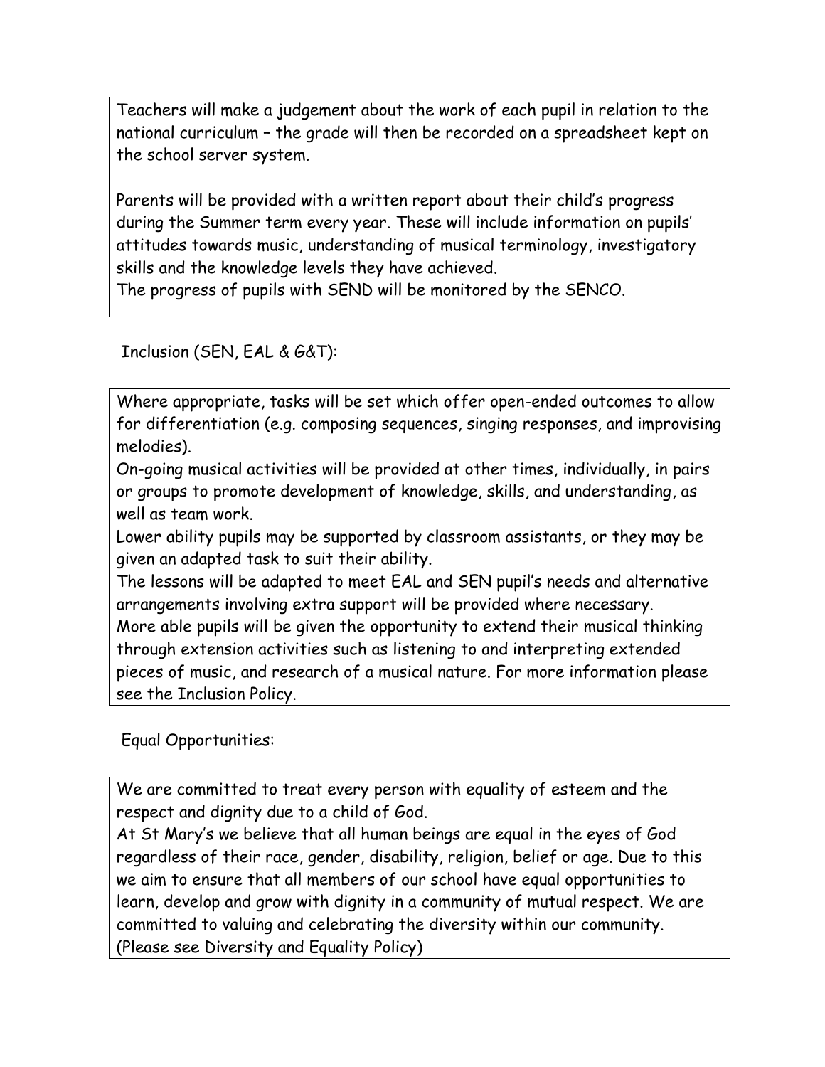Teachers will make a judgement about the work of each pupil in relation to the national curriculum – the grade will then be recorded on a spreadsheet kept on the school server system.

Parents will be provided with a written report about their child's progress during the Summer term every year. These will include information on pupils' attitudes towards music, understanding of musical terminology, investigatory skills and the knowledge levels they have achieved.
The progress of pupils with SEND will be monitored by the SENCO.

Inclusion (SEN, EAL & G&T):

Where appropriate, tasks will be set which offer open-ended outcomes to allow for differentiation (e.g. composing sequences, singing responses, and improvising melodies).
On-going musical activities will be provided at other times, individually, in pairs or groups to promote development of knowledge, skills, and understanding, as well as team work.
Lower ability pupils may be supported by classroom assistants, or they may be given an adapted task to suit their ability.
The lessons will be adapted to meet EAL and SEN pupil's needs and alternative arrangements involving extra support will be provided where necessary.
More able pupils will be given the opportunity to extend their musical thinking through extension activities such as listening to and interpreting extended pieces of music, and research of a musical nature. For more information please see the Inclusion Policy.

Equal Opportunities:

We are committed to treat every person with equality of esteem and the respect and dignity due to a child of God.
At St Mary's we believe that all human beings are equal in the eyes of God regardless of their race, gender, disability, religion, belief or age. Due to this we aim to ensure that all members of our school have equal opportunities to learn, develop and grow with dignity in a community of mutual respect. We are committed to valuing and celebrating the diversity within our community.
(Please see Diversity and Equality Policy)